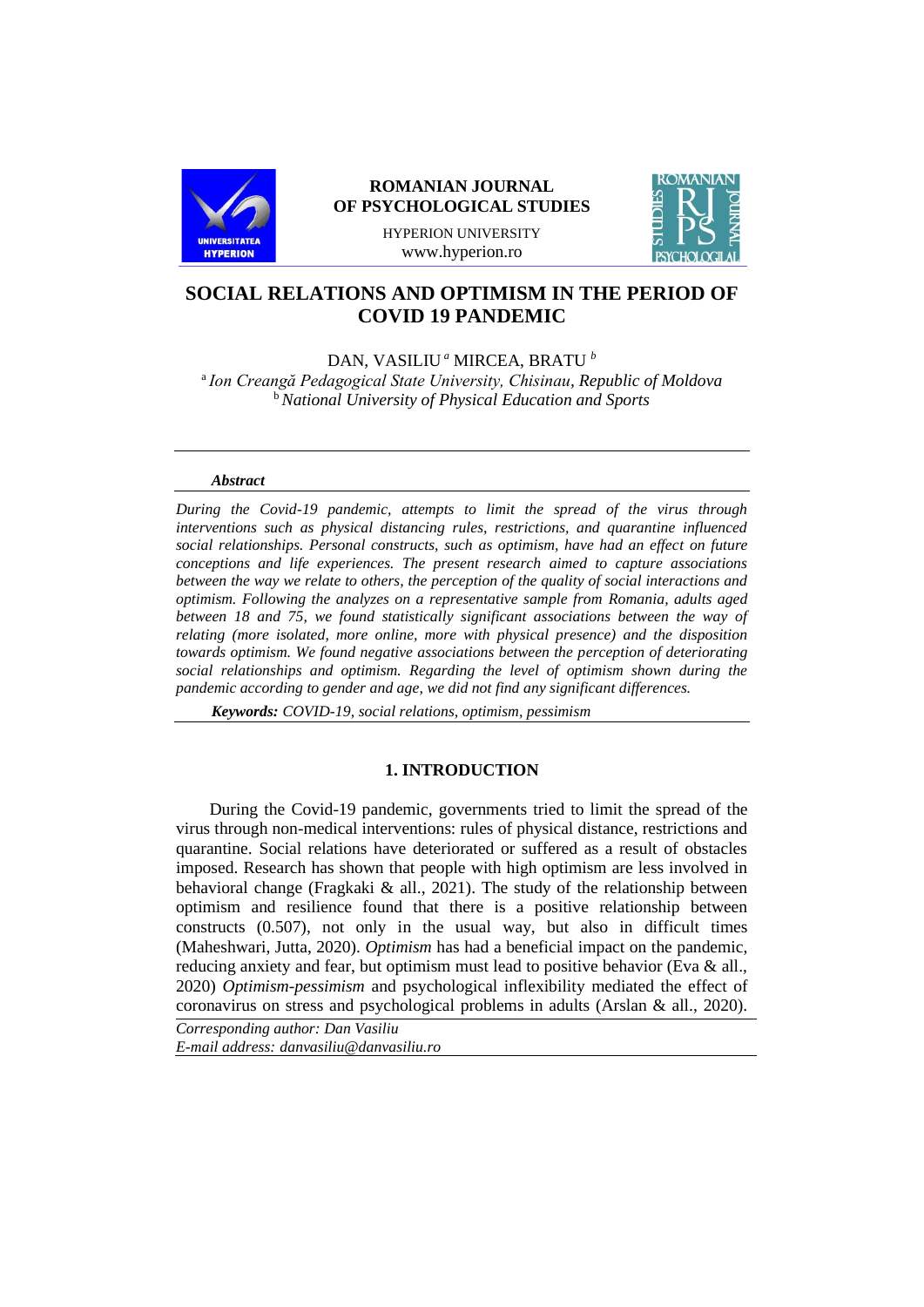ROMANIAN JOURNAL
OF PSYCHOLOGICAL STUDIES

HYPERION UNIVERSITY
www.hyperion.ro

# SOCIAL RELATIONS AND OPTIMISM IN THE PERIOD OF COVID 19 PANDEMIC

DAN, VASILIU [a] MIRCEA, BRATU [b]

[a] *Ion Creangă Pedagogical State University, Chisinau, Republic of Moldova*
[b] *National University of Physical Education and Sports*

***Abstract***

*During the Covid-19 pandemic, attempts to limit the spread of the virus through interventions such as physical distancing rules, restrictions, and quarantine influenced social relationships. Personal constructs, such as optimism, have had an effect on future conceptions and life experiences. The present research aimed to capture associations between the way we relate to others, the perception of the quality of social interactions and optimism. Following the analyzes on a representative sample from Romania, adults aged between 18 and 75, we found statistically significant associations between the way of relating (more isolated, more online, more with physical presence) and the disposition towards optimism. We found negative associations between the perception of deteriorating social relationships and optimism. Regarding the level of optimism shown during the pandemic according to gender and age, we did not find any significant differences.*

***Keywords:*** *COVID-19, social relations, optimism, pessimism*

## 1. INTRODUCTION

During the Covid-19 pandemic, governments tried to limit the spread of the virus through non-medical interventions: rules of physical distance, restrictions and quarantine. Social relations have deteriorated or suffered as a result of obstacles imposed. Research has shown that people with high optimism are less involved in behavioral change (Fragkaki & all., 2021). The study of the relationship between optimism and resilience found that there is a positive relationship between constructs (0.507), not only in the usual way, but also in difficult times (Maheshwari, Jutta, 2020). *Optimism* has had a beneficial impact on the pandemic, reducing anxiety and fear, but optimism must lead to positive behavior (Eva & all., 2020) *Optimism-pessimism* and psychological inflexibility mediated the effect of coronavirus on stress and psychological problems in adults (Arslan & all., 2020).

*Corresponding author: Dan Vasiliu*
*E-mail address: danvasiliu@danvasiliu.ro*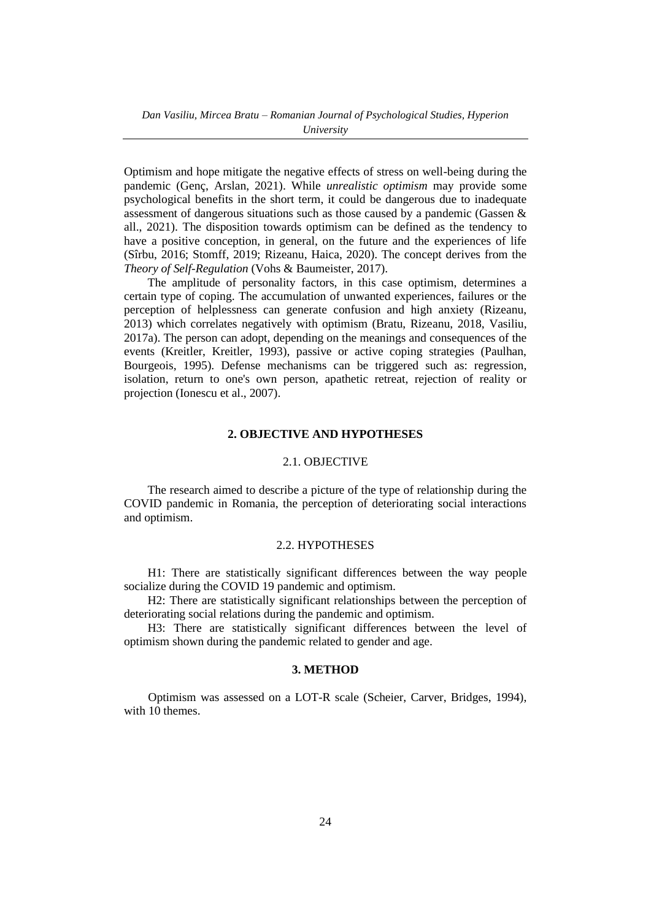Optimism and hope mitigate the negative effects of stress on well-being during the pandemic (Genç, Arslan, 2021). While *unrealistic optimism* may provide some psychological benefits in the short term, it could be dangerous due to inadequate assessment of dangerous situations such as those caused by a pandemic (Gassen & all., 2021). The disposition towards optimism can be defined as the tendency to have a positive conception, in general, on the future and the experiences of life (Sîrbu, 2016; Stomff, 2019; Rizeanu, Haica, 2020). The concept derives from the *Theory of Self-Regulation* (Vohs & Baumeister, 2017).

The amplitude of personality factors, in this case optimism, determines a certain type of coping. The accumulation of unwanted experiences, failures or the perception of helplessness can generate confusion and high anxiety (Rizeanu, 2013) which correlates negatively with optimism (Bratu, Rizeanu, 2018, Vasiliu, 2017a). The person can adopt, depending on the meanings and consequences of the events (Kreitler, Kreitler, 1993), passive or active coping strategies (Paulhan, Bourgeois, 1995). Defense mechanisms can be triggered such as: regression, isolation, return to one's own person, apathetic retreat, rejection of reality or projection (Ionescu et al., 2007).

## 2. OBJECTIVE AND HYPOTHESES

### 2.1. OBJECTIVE

The research aimed to describe a picture of the type of relationship during the COVID pandemic in Romania, the perception of deteriorating social interactions and optimism.

### 2.2. HYPOTHESES

H1: There are statistically significant differences between the way people socialize during the COVID 19 pandemic and optimism.

H2: There are statistically significant relationships between the perception of deteriorating social relations during the pandemic and optimism.

H3: There are statistically significant differences between the level of optimism shown during the pandemic related to gender and age.

## 3. METHOD

Optimism was assessed on a LOT-R scale (Scheier, Carver, Bridges, 1994), with 10 themes.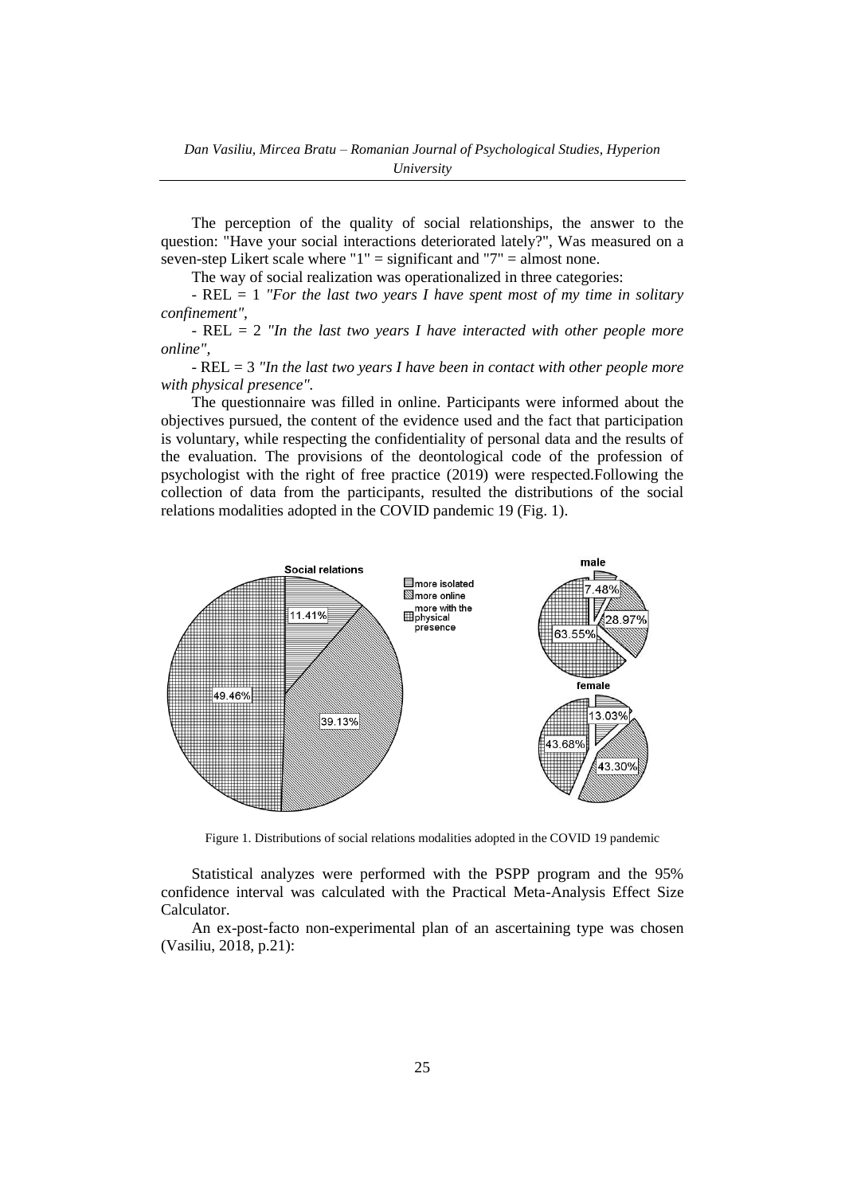The perception of the quality of social relationships, the answer to the question: "Have your social interactions deteriorated lately?", Was measured on a seven-step Likert scale where "1" = significant and "7" = almost none.

The way of social realization was operationalized in three categories:

- REL = 1 *"For the last two years I have spent most of my time in solitary confinement"*,

- REL = 2 *"In the last two years I have interacted with other people more online"*,

- REL = 3 *"In the last two years I have been in contact with other people more with physical presence"*.

The questionnaire was filled in online. Participants were informed about the objectives pursued, the content of the evidence used and the fact that participation is voluntary, while respecting the confidentiality of personal data and the results of the evaluation. The provisions of the deontological code of the profession of psychologist with the right of free practice (2019) were respected.Following the collection of data from the participants, resulted the distributions of the social relations modalities adopted in the COVID pandemic 19 (Fig. 1).

Social relations

more isolated
more online
more with the physical presence

11.41%
39.13%
49.46%

male

7.48%
28.97%
63.55%

female

13.03%
43.30%
43.68%

Figure 1. Distributions of social relations modalities adopted in the COVID 19 pandemic

Statistical analyzes were performed with the PSPP program and the 95% confidence interval was calculated with the Practical Meta-Analysis Effect Size Calculator.

An ex-post-facto non-experimental plan of an ascertaining type was chosen (Vasiliu, 2018, p.21):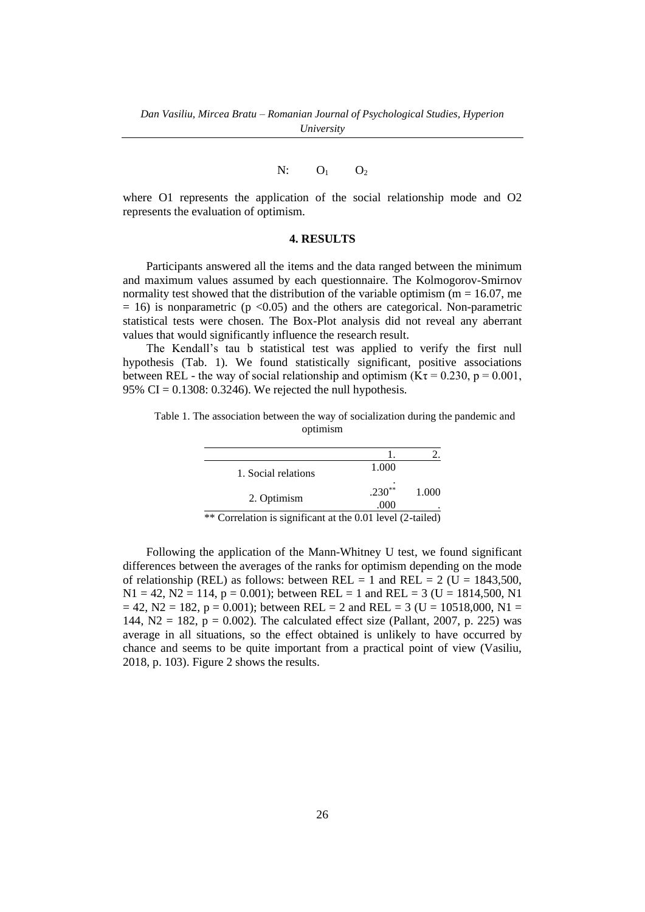$$N: \quad O_1 \quad O_2$$

where O1 represents the application of the social relationship mode and O2 represents the evaluation of optimism.

## 4. RESULTS

Participants answered all the items and the data ranged between the minimum and maximum values assumed by each questionnaire. The Kolmogorov-Smirnov normality test showed that the distribution of the variable optimism ($m = 16.07$, me $= 16$) is nonparametric ($p < 0.05$) and the others are categorical. Non-parametric statistical tests were chosen. The Box-Plot analysis did not reveal any aberrant values that would significantly influence the research result.

The Kendall's tau b statistical test was applied to verify the first null hypothesis (Tab. 1). We found statistically significant, positive associations between REL - the way of social relationship and optimism ($K\tau = 0.230$, $p = 0.001$, 95% CI = 0.1308: 0.3246). We rejected the null hypothesis.

Table 1. The association between the way of socialization during the pandemic and optimism

| | 1. | 2. |
|---|---|---|
| 1. Social relations | 1.000<br>. | |
| 2. Optimism | .230**<br>.000 | 1.000<br>. |

** Correlation is significant at the 0.01 level (2-tailed)

Following the application of the Mann-Whitney U test, we found significant differences between the averages of the ranks for optimism depending on the mode of relationship (REL) as follows: between REL = 1 and REL = 2 (U = 1843,500, N1 = 42, N2 = 114, $p = 0.001$); between REL = 1 and REL = 3 (U = 1814,500, N1 = 42, N2 = 182, $p = 0.001$); between REL = 2 and REL = 3 (U = 10518,000, N1 = 144, N2 = 182, $p = 0.002$). The calculated effect size (Pallant, 2007, p. 225) was average in all situations, so the effect obtained is unlikely to have occurred by chance and seems to be quite important from a practical point of view (Vasiliu, 2018, p. 103). Figure 2 shows the results.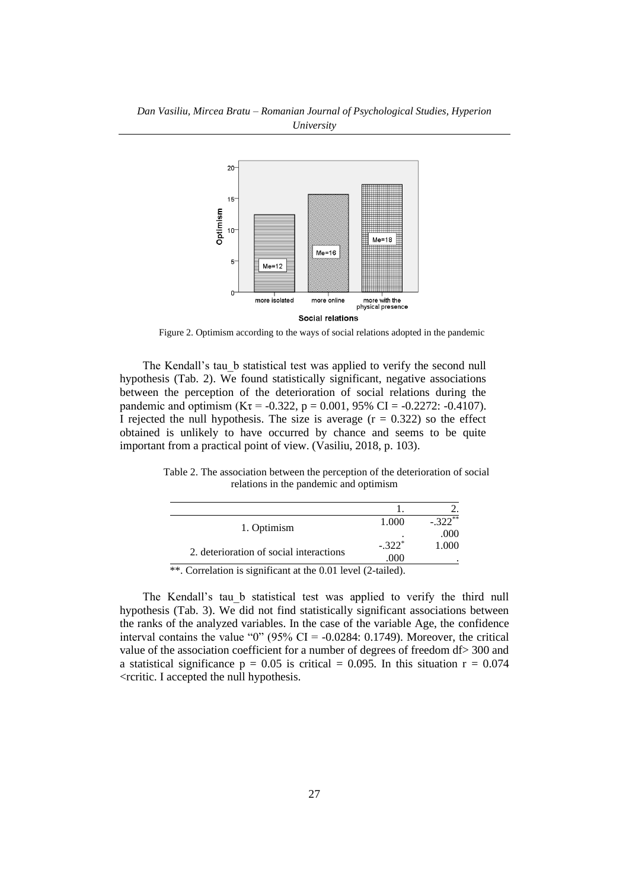20
15
10
5
0
Optimism
Me=12
Me=16
Me=18
more isolated
more online
more with the physical presence
Social relations

Figure 2. Optimism according to the ways of social relations adopted in the pandemic

The Kendall's tau_b statistical test was applied to verify the second null hypothesis (Tab. 2). We found statistically significant, negative associations between the perception of the deterioration of social relations during the pandemic and optimism ($K\tau = -0.322$, $p = 0.001$, 95% CI = -0.2272: -0.4107). I rejected the null hypothesis. The size is average ($r = 0.322$) so the effect obtained is unlikely to have occurred by chance and seems to be quite important from a practical point of view. (Vasiliu, 2018, p. 103).

Table 2. The association between the perception of the deterioration of social relations in the pandemic and optimism

| | 1. | 2. |
|---|---|---|
| 1. Optimism | 1.000 | -.322** |
| | . | .000 |
| 2. deterioration of social interactions | -.322* | 1.000 |
| | .000 | . |

**. Correlation is significant at the 0.01 level (2-tailed).

The Kendall's tau_b statistical test was applied to verify the third null hypothesis (Tab. 3). We did not find statistically significant associations between the ranks of the analyzed variables. In the case of the variable Age, the confidence interval contains the value "0" (95% CI = -0.0284: 0.1749). Moreover, the critical value of the association coefficient for a number of degrees of freedom df> 300 and a statistical significance $p = 0.05$ is critical = 0.095. In this situation $r = 0.074 < r_{critic}$. I accepted the null hypothesis.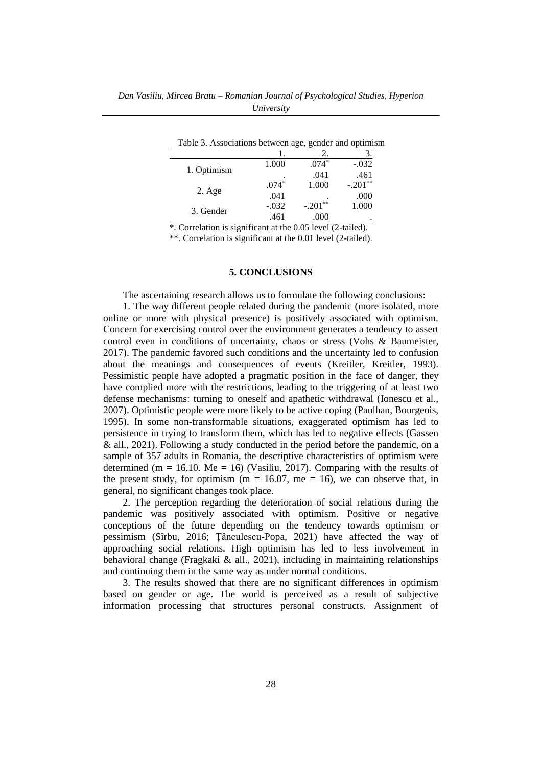Table 3. Associations between age, gender and optimism

| | 1. | 2. | 3. |
|---|---|---|---|
| 1. Optimism | 1.000 | .074* | -.032 |
| | . | .041 | .461 |
| 2. Age | .074* | 1.000 | -.201** |
| | .041 | . | .000 |
| 3. Gender | -.032 | -.201** | 1.000 |
| | .461 | .000 | . |

*. Correlation is significant at the 0.05 level (2-tailed).

**. Correlation is significant at the 0.01 level (2-tailed).

## 5. CONCLUSIONS

The ascertaining research allows us to formulate the following conclusions:

1. The way different people related during the pandemic (more isolated, more online or more with physical presence) is positively associated with optimism. Concern for exercising control over the environment generates a tendency to assert control even in conditions of uncertainty, chaos or stress (Vohs & Baumeister, 2017). The pandemic favored such conditions and the uncertainty led to confusion about the meanings and consequences of events (Kreitler, Kreitler, 1993). Pessimistic people have adopted a pragmatic position in the face of danger, they have complied more with the restrictions, leading to the triggering of at least two defense mechanisms: turning to oneself and apathetic withdrawal (Ionescu et al., 2007). Optimistic people were more likely to be active coping (Paulhan, Bourgeois, 1995). In some non-transformable situations, exaggerated optimism has led to persistence in trying to transform them, which has led to negative effects (Gassen & all., 2021). Following a study conducted in the period before the pandemic, on a sample of 357 adults in Romania, the descriptive characteristics of optimism were determined ($m = 16.10$. $Me = 16$) (Vasiliu, 2017). Comparing with the results of the present study, for optimism ($m = 16.07$, $me = 16$), we can observe that, in general, no significant changes took place.

2. The perception regarding the deterioration of social relations during the pandemic was positively associated with optimism. Positive or negative conceptions of the future depending on the tendency towards optimism or pessimism (Sîrbu, 2016; Țânculescu-Popa, 2021) have affected the way of approaching social relations. High optimism has led to less involvement in behavioral change (Fragkaki & all., 2021), including in maintaining relationships and continuing them in the same way as under normal conditions.

3. The results showed that there are no significant differences in optimism based on gender or age. The world is perceived as a result of subjective information processing that structures personal constructs. Assignment of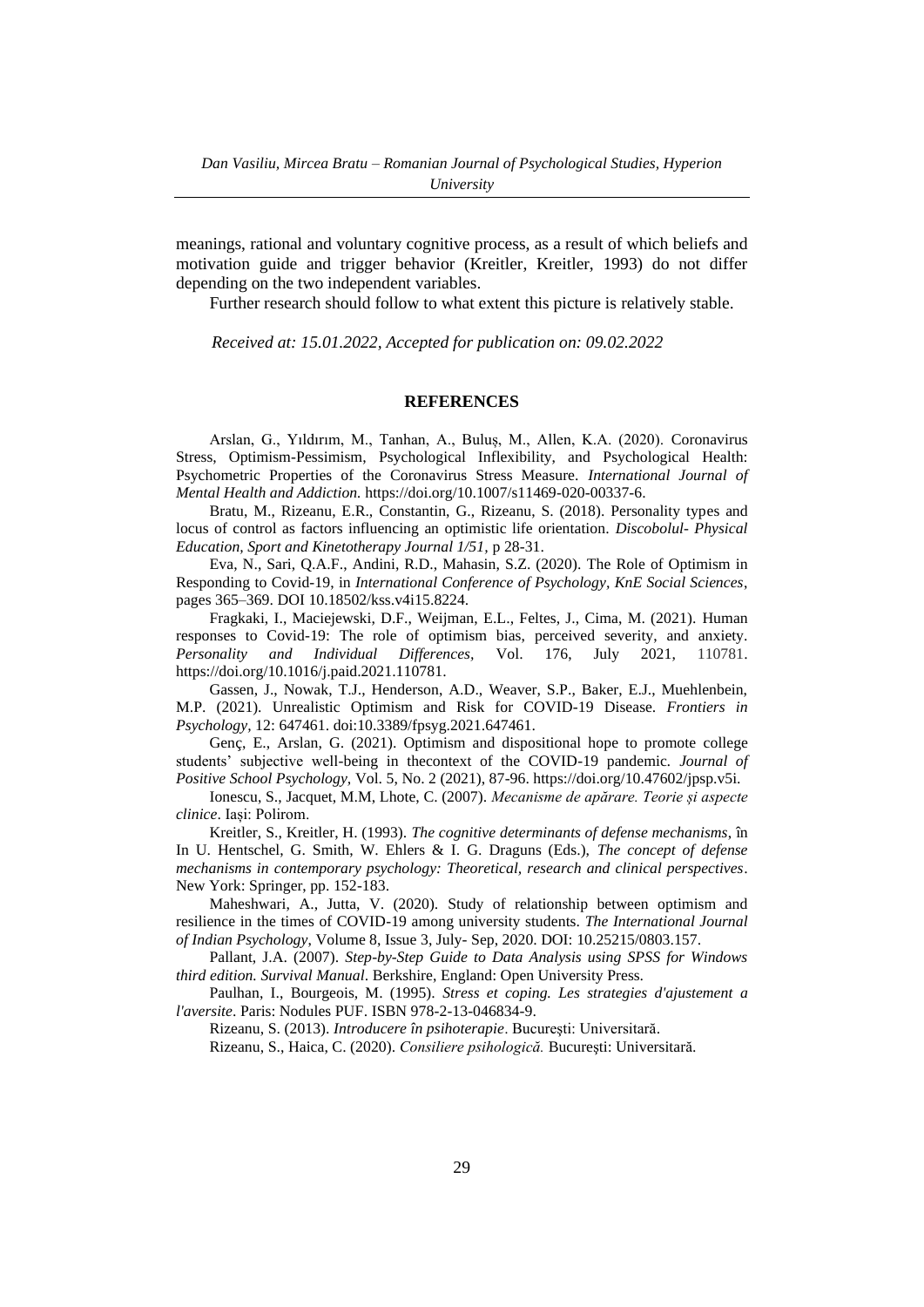meanings, rational and voluntary cognitive process, as a result of which beliefs and motivation guide and trigger behavior (Kreitler, Kreitler, 1993) do not differ depending on the two independent variables.

Further research should follow to what extent this picture is relatively stable.

*Received at: 15.01.2022, Accepted for publication on: 09.02.2022*

## REFERENCES

Arslan, G., Yıldırım, M., Tanhan, A., Buluş, M., Allen, K.A. (2020). Coronavirus Stress, Optimism-Pessimism, Psychological Inflexibility, and Psychological Health: Psychometric Properties of the Coronavirus Stress Measure. *International Journal of Mental Health and Addiction.* https://doi.org/10.1007/s11469-020-00337-6.

Bratu, M., Rizeanu, E.R., Constantin, G., Rizeanu, S. (2018). Personality types and locus of control as factors influencing an optimistic life orientation. *Discobolul- Physical Education, Sport and Kinetotherapy Journal 1/51*, p 28-31.

Eva, N., Sari, Q.A.F., Andini, R.D., Mahasin, S.Z. (2020). The Role of Optimism in Responding to Covid-19, in *International Conference of Psychology, KnE Social Sciences*, pages 365–369. DOI 10.18502/kss.v4i15.8224.

Fragkaki, I., Maciejewski, D.F., Weijman, E.L., Feltes, J., Cima, M. (2021). Human responses to Covid-19: The role of optimism bias, perceived severity, and anxiety. *Personality and Individual Differences*, Vol. 176, July 2021, 110781. https://doi.org/10.1016/j.paid.2021.110781.

Gassen, J., Nowak, T.J., Henderson, A.D., Weaver, S.P., Baker, E.J., Muehlenbein, M.P. (2021). Unrealistic Optimism and Risk for COVID-19 Disease. *Frontiers in Psychology*, 12: 647461. doi:10.3389/fpsyg.2021.647461.

Genç, E., Arslan, G. (2021). Optimism and dispositional hope to promote college students' subjective well-being in thecontext of the COVID-19 pandemic. *Journal of Positive School Psychology*, Vol. 5, No. 2 (2021), 87-96. https://doi.org/10.47602/jpsp.v5i.

Ionescu, S., Jacquet, M.M, Lhote, C. (2007). *Mecanisme de apărare. Teorie și aspecte clinice*. Iași: Polirom.

Kreitler, S., Kreitler, H. (1993). *The cognitive determinants of defense mechanisms*, în In U. Hentschel, G. Smith, W. Ehlers & I. G. Draguns (Eds.), *The concept of defense mechanisms in contemporary psychology: Theoretical, research and clinical perspectives*. New York: Springer, pp. 152-183.

Maheshwari, A., Jutta, V. (2020). Study of relationship between optimism and resilience in the times of COVID-19 among university students. *The International Journal of Indian Psychology*, Volume 8, Issue 3, July- Sep, 2020. DOI: 10.25215/0803.157.

Pallant, J.A. (2007). *Step-by-Step Guide to Data Analysis using SPSS for Windows third edition. Survival Manual*. Berkshire, England: Open University Press.

Paulhan, I., Bourgeois, M. (1995). *Stress et coping. Les strategies d'ajustement a l'aversite*. Paris: Nodules PUF. ISBN 978-2-13-046834-9.

Rizeanu, S. (2013). *Introducere în psihoterapie*. Bucureşti: Universitară.

Rizeanu, S., Haica, C. (2020). *Consiliere psihologică.* Bucureşti: Universitară.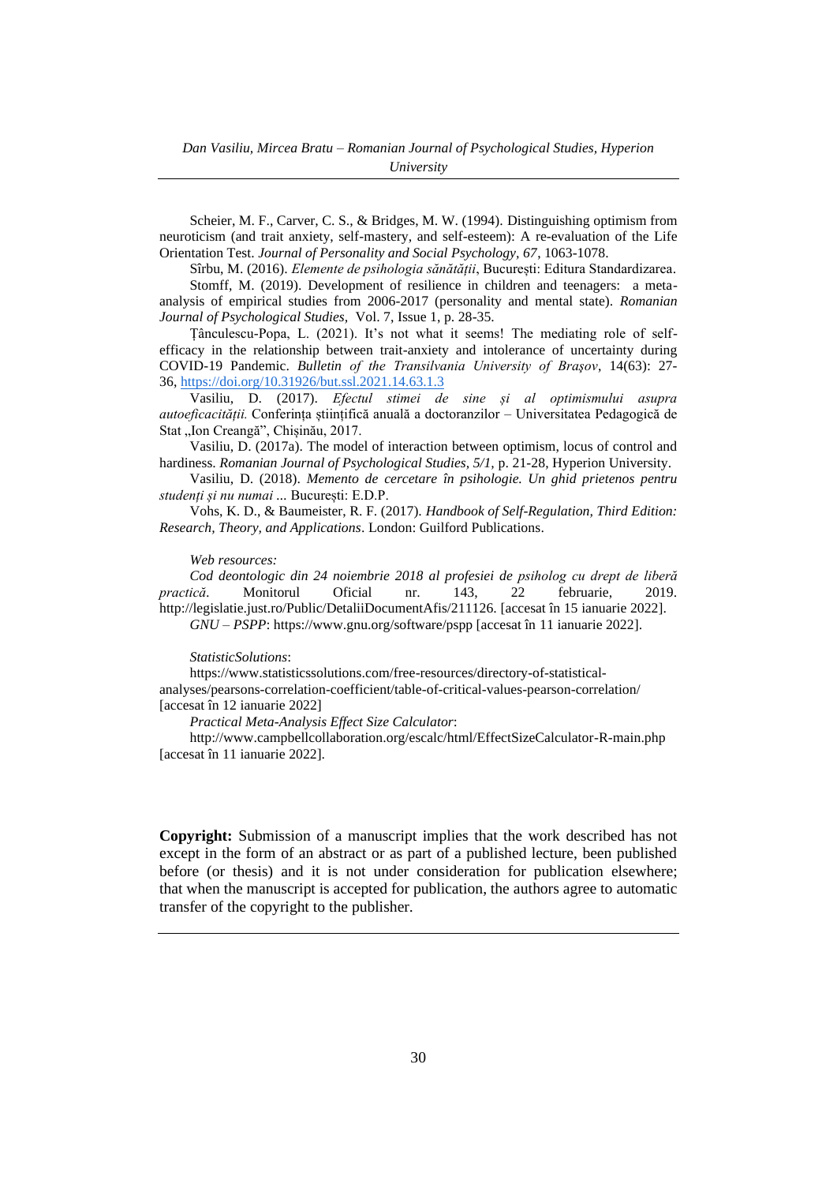Scheier, M. F., Carver, C. S., & Bridges, M. W. (1994). Distinguishing optimism from neuroticism (and trait anxiety, self-mastery, and self-esteem): A re-evaluation of the Life Orientation Test. *Journal of Personality and Social Psychology, 67*, 1063-1078.

Sîrbu, M. (2016). *Elemente de psihologia sănătății*, București: Editura Standardizarea.

Stomff, M. (2019). Development of resilience in children and teenagers: a meta-analysis of empirical studies from 2006-2017 (personality and mental state). *Romanian Journal of Psychological Studies*, Vol. 7, Issue 1, p. 28-35.

Țânculescu-Popa, L. (2021). It's not what it seems! The mediating role of self-efficacy in the relationship between trait-anxiety and intolerance of uncertainty during COVID-19 Pandemic. *Bulletin of the Transilvania University of Brașov*, 14(63): 27-36, https://doi.org/10.31926/but.ssl.2021.14.63.1.3

Vasiliu, D. (2017). *Efectul stimei de sine și al optimismului asupra autoeficacității.* Conferința științifică anuală a doctoranzilor – Universitatea Pedagogică de Stat „Ion Creangă", Chișinău, 2017.

Vasiliu, D. (2017a). The model of interaction between optimism, locus of control and hardiness. *Romanian Journal of Psychological Studies, 5/1*, p. 21-28, Hyperion University.

Vasiliu, D. (2018). *Memento de cercetare în psihologie. Un ghid prietenos pentru studenți și nu numai* ... București: E.D.P.

Vohs, K. D., & Baumeister, R. F. (2017). *Handbook of Self-Regulation, Third Edition: Research, Theory, and Applications*. London: Guilford Publications.

*Web resources:*

*Cod deontologic din 24 noiembrie 2018 al profesiei de psiholog cu drept de liberă practică*. Monitorul Oficial nr. 143, 22 februarie, 2019. http://legislatie.just.ro/Public/DetaliiDocumentAfis/211126. [accesat în 15 ianuarie 2022].

*GNU – PSPP*: https://www.gnu.org/software/pspp [accesat în 11 ianuarie 2022].

*StatisticSolutions*:

https://www.statisticssolutions.com/free-resources/directory-of-statistical-analyses/pearsons-correlation-coefficient/table-of-critical-values-pearson-correlation/ [accesat în 12 ianuarie 2022]

*Practical Meta-Analysis Effect Size Calculator*:

http://www.campbellcollaboration.org/escalc/html/EffectSizeCalculator-R-main.php [accesat în 11 ianuarie 2022].

**Copyright:** Submission of a manuscript implies that the work described has not except in the form of an abstract or as part of a published lecture, been published before (or thesis) and it is not under consideration for publication elsewhere; that when the manuscript is accepted for publication, the authors agree to automatic transfer of the copyright to the publisher.